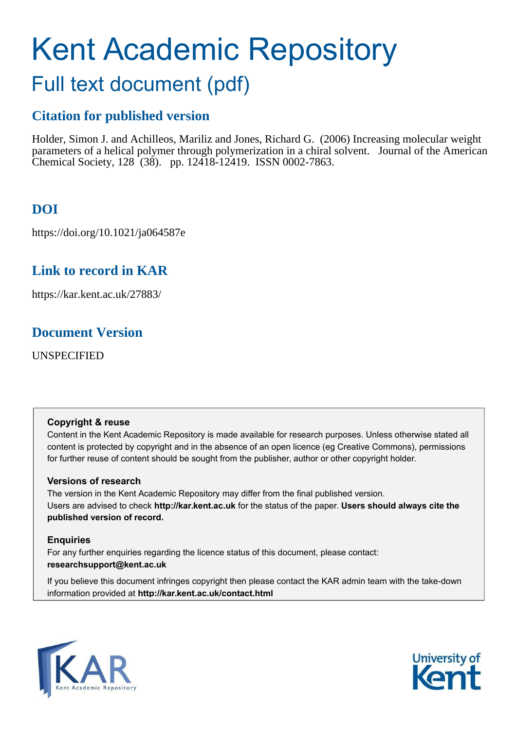# Kent Academic Repository

## Full text document (pdf)

### Citation for published version

Holder, Simon J. and Achilleos, Mariliz and Jones, Richard G. (2006) Increasing molecular weight parameters of a helical polymer through polymerization in a chiral solvent. Journal of the American Chemical Society, 128 (38). pp. 12418-12419. ISSN 0002-7863.

### DOI

https://doi.org/10.1021/ja064587e

### Link to record in KAR

https://kar.kent.ac.uk/27883/

### Document Version

UNSPECIFIED

**Copyright & reuse**

Content in the Kent Academic Repository is made available for research purposes. Unless otherwise stated all content is protected by copyright and in the absence of an open licence (eg Creative Commons), permissions for further reuse of content should be sought from the publisher, author or other copyright holder.

**Versions of research**

The version in the Kent Academic Repository may differ from the final published version. Users are advised to check **http://kar.kent.ac.uk** for the status of the paper. **Users should always cite the published version of record.**

**Enquiries**

For any further enquiries regarding the licence status of this document, please contact: **researchsupport@kent.ac.uk**

If you believe this document infringes copyright then please contact the KAR admin team with the take-down information provided at **http://kar.kent.ac.uk/contact.html**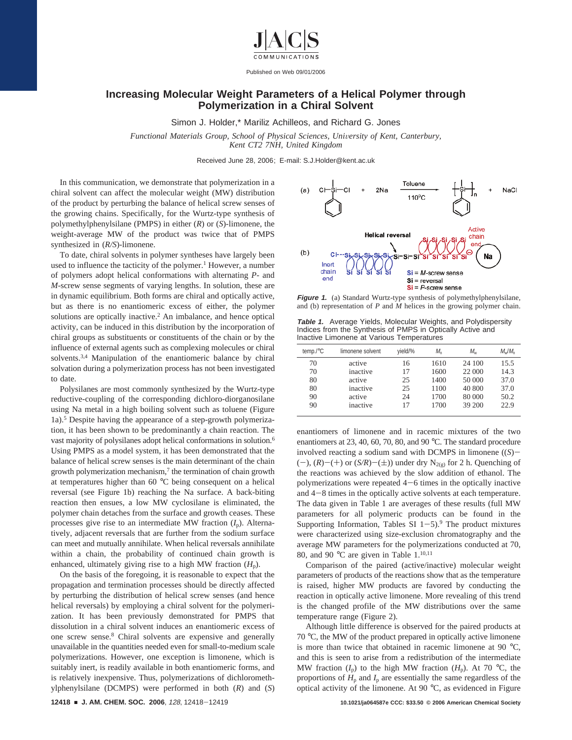# Increasing Molecular Weight Parameters of a Helical Polymer through Polymerization in a Chiral Solvent

Simon J. Holder,* Mariliz Achilleos, and Richard G. Jones

*Functional Materials Group, School of Physical Sciences, University of Kent, Canterbury, Kent CT2 7NH, United Kingdom*

Received June 28, 2006; E-mail: S.J.Holder@kent.ac.uk

In this communication, we demonstrate that polymerization in a chiral solvent can affect the molecular weight (MW) distribution of the product by perturbing the balance of helical screw senses of the growing chains. Specifically, for the Wurtz-type synthesis of polymethylphenylsilane (PMPS) in either (*R*) or (*S*)-limonene, the weight-average MW of the product was twice that of PMPS synthesized in (*R/S*)-limonene.

To date, chiral solvents in polymer syntheses have largely been used to influence the tacticity of the polymer.[1] However, a number of polymers adopt helical conformations with alternating *P*- and *M*-screw sense segments of varying lengths. In solution, these are in dynamic equilibrium. Both forms are chiral and optically active, but as there is no enantiomeric excess of either, the polymer solutions are optically inactive.[2] An imbalance, and hence optical activity, can be induced in this distribution by the incorporation of chiral groups as substituents or constituents of the chain or by the influence of external agents such as complexing molecules or chiral solvents.[3,4] Manipulation of the enantiomeric balance by chiral solvation during a polymerization process has not been investigated to date.

Polysilanes are most commonly synthesized by the Wurtz-type reductive-coupling of the corresponding dichloro-diorganosilane using Na metal in a high boiling solvent such as toluene (Figure 1a).[5] Despite having the appearance of a step-growth polymerization, it has been shown to be predominantly a chain reaction. The vast majority of polysilanes adopt helical conformations in solution.[6] Using PMPS as a model system, it has been demonstrated that the balance of helical screw senses is the main determinant of the chain growth polymerization mechanism,[7] the termination of chain growth at temperatures higher than 60 °C being consequent on a helical reversal (see Figure 1b) reaching the Na surface. A back-biting reaction then ensues, a low MW cyclosilane is eliminated, the polymer chain detaches from the surface and growth ceases. These processes give rise to an intermediate MW fraction ($I_p$). Alternatively, adjacent reversals that are further from the sodium surface can meet and mutually annihilate. When helical reversals annihilate within a chain, the probability of continued chain growth is enhanced, ultimately giving rise to a high MW fraction ($H_p$).

On the basis of the foregoing, it is reasonable to expect that the propagation and termination processes should be directly affected by perturbing the distribution of helical screw senses (and hence helical reversals) by employing a chiral solvent for the polymerization. It has been previously demonstrated for PMPS that dissolution in a chiral solvent induces an enantiomeric excess of one screw sense.[8] Chiral solvents are expensive and generally unavailable in the quantities needed even for small-to-medium scale polymerizations. However, one exception is limonene, which is suitably inert, is readily available in both enantiomeric forms, and is relatively inexpensive. Thus, polymerizations of dichloromethylphenylsilane (DCMPS) were performed in both (*R*) and (*S*) enantiomers of limonene and in racemic mixtures of the two enantiomers at 23, 40, 60, 70, 80, and 90 °C. The standard procedure involved reacting a sodium sand with DCMPS in limonene ((*S*)−(−), (*R*)−(+) or (*S/R*)−(±)) under dry $N_{2(g)}$ for 2 h. Quenching of the reactions was achieved by the slow addition of ethanol. The polymerizations were repeated 4−6 times in the optically inactive and 4−8 times in the optically active solvents at each temperature. The data given in Table 1 are averages of these results (full MW parameters for all polymeric products can be found in the Supporting Information, Tables SI 1−5).[9] The product mixtures were characterized using size-exclusion chromatography and the average MW parameters for the polymerizations conducted at 70, 80, and 90 °C are given in Table 1.[10,11]

**Figure 1.** (a) Standard Wurtz-type synthesis of polymethylphenylsilane, and (b) representation of *P* and *M* helices in the growing polymer chain.

**Table 1.** Average Yields, Molecular Weights, and Polydispersity Indices from the Synthesis of PMPS in Optically Active and Inactive Limonene at Various Temperatures

| temp./°C | limonene solvent | yield/% | $M_n$ | $M_w$ | $M_w/M_n$ |
|---|---|---|---|---|---|
| 70 | active | 16 | 1610 | 24 100 | 15.5 |
| 70 | inactive | 17 | 1600 | 22 000 | 14.3 |
| 80 | active | 25 | 1400 | 50 000 | 37.0 |
| 80 | inactive | 25 | 1100 | 40 800 | 37.0 |
| 90 | active | 24 | 1700 | 80 000 | 50.2 |
| 90 | inactive | 17 | 1700 | 39 200 | 22.9 |

Comparison of the paired (active/inactive) molecular weight parameters of products of the reactions show that as the temperature is raised, higher MW products are favored by conducting the reaction in optically active limonene. More revealing of this trend is the changed profile of the MW distributions over the same temperature range (Figure 2).

Although little difference is observed for the paired products at 70 °C, the MW of the product prepared in optically active limonene is more than twice that obtained in racemic limonene at 90 °C, and this is seen to arise from a redistribution of the intermediate MW fraction ($I_p$) to the high MW fraction ($H_p$). At 70 °C, the proportions of $H_p$ and $I_p$ are essentially the same regardless of the optical activity of the limonene. At 90 °C, as evidenced in Figure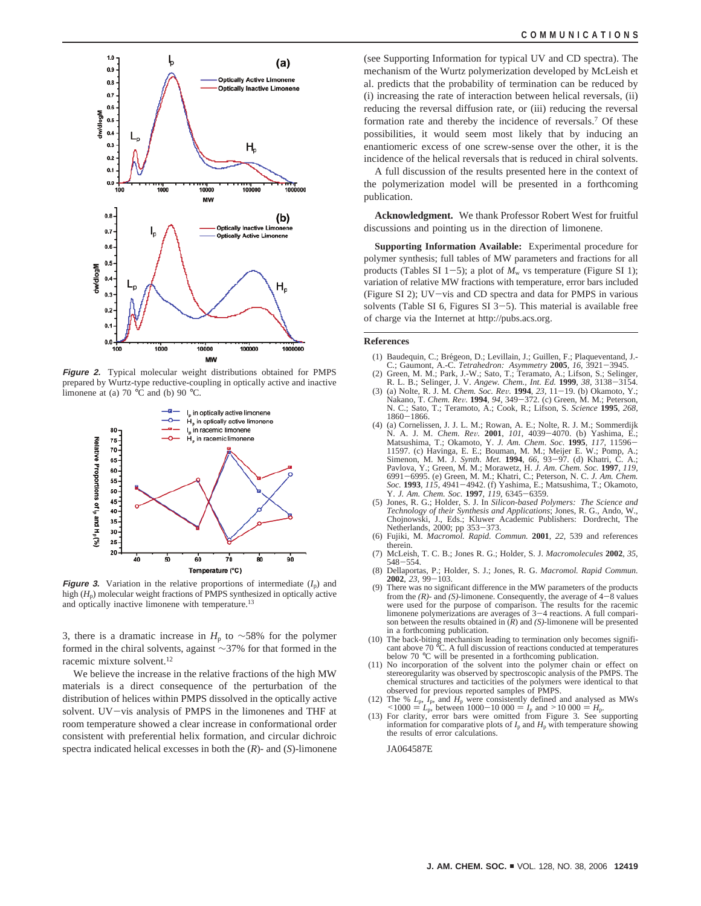(a)

Optically Active Limonene

Optically Inactive Limonene

$I_p$

$L_p$

$H_p$

dw/dlogM

MW

(b)

Optically Inactive Limonene

Optically Active Limonene

$I_p$

$L_p$

$H_p$

dw/dlogM

MW

**Figure 2.** Typical molecular weight distributions obtained for PMPS prepared by Wurtz-type reductive-coupling in optically active and inactive limonene at (a) 70 °C and (b) 90 °C.

$I_p$ in optically active limonene

$H_p$ in optically active limonene

$I_p$ in racemic limonene

$H_p$ in racemic limonene

Relative Proportions of $I_p$ and $H_p$ (%)

Temperature (°C)

**Figure 3.** Variation in the relative proportions of intermediate ($I_p$) and high ($H_p$) molecular weight fractions of PMPS synthesized in optically active and optically inactive limonene with temperature.[13]

3, there is a dramatic increase in $H_p$ to ~58% for the polymer formed in the chiral solvents, against ~37% for that formed in the racemic mixture solvent.[12]

We believe the increase in the relative fractions of the high MW materials is a direct consequence of the perturbation of the distribution of helices within PMPS dissolved in the optically active solvent. UV–vis analysis of PMPS in the limonenes and THF at room temperature showed a clear increase in conformational order consistent with preferential helix formation, and circular dichroic spectra indicated helical excesses in both the (*R*)- and (*S*)-limonene (see Supporting Information for typical UV and CD spectra). The mechanism of the Wurtz polymerization developed by McLeish et al. predicts that the probability of termination can be reduced by (i) increasing the rate of interaction between helical reversals, (ii) reducing the reversal diffusion rate, or (iii) reducing the reversal formation rate and thereby the incidence of reversals.[7] Of these possibilities, it would seem most likely that by inducing an enantiomeric excess of one screw-sense over the other, it is the incidence of the helical reversals that is reduced in chiral solvents.

A full discussion of the results presented here in the context of the polymerization model will be presented in a forthcoming publication.

**Acknowledgment.** We thank Professor Robert West for fruitful discussions and pointing us in the direction of limonene.

**Supporting Information Available:** Experimental procedure for polymer synthesis; full tables of MW parameters and fractions for all products (Tables SI 1–5); a plot of $M_w$ vs temperature (Figure SI 1); variation of relative MW fractions with temperature, error bars included (Figure SI 2); UV–vis and CD spectra and data for PMPS in various solvents (Table SI 6, Figures SI 3–5). This material is available free of charge via the Internet at http://pubs.acs.org.

## References

(1) Baudequin, C.; Brégeon, D.; Levillain, J.; Guillen, F.; Plaquevantand, J.-C.; Gaumont, A.-C. *Tetrahedron: Asymmetry* **2005**, *16*, 3921–3945.

(2) Green, M. M.; Park, J.-W.; Sato, T.; Teramato, A.; Lifson, S.; Selinger, R. L. B.; Selinger, J. V. *Angew. Chem., Int. Ed.* **1999**, *38*, 3138–3154.

(3) (a) Nolte, R. J. M. *Chem. Soc. Rev.* **1994**, *23*, 11–19. (b) Okamoto, Y.; Nakano, T. *Chem. Rev.* **1994**, *94*, 349–372. (c) Green, M. M.; Peterson, N. C.; Sato, T.; Teramoto, A.; Cook, R.; Lifson, S. *Science* **1995**, *268*, 1860–1866.

(4) (a) Cornelissen, J. J. L. M.; Rowan, A. E.; Nolte, R. J. M.; Sommerdijk N. A. J. M. *Chem. Rev.* **2001**, *101*, 4039–4070. (b) Yashima, E.; Matsushima, T.; Okamoto, Y. *J. Am. Chem. Soc.* **1995**, *117*, 11596–11597. (c) Havinga, E. E.; Bouman, M. M.; Meijer E. W.; Pomp, A.; Simenon, M. M. J. *Synth. Met.* **1994**, *66*, 93–97. (d) Khatri, C. A.; Pavlova, Y.; Green, M. M.; Morawetz, H. *J. Am. Chem. Soc.* **1997**, *119*, 6991–6995. (e) Green, M. M.; Khatri, C.; Peterson, N. C. *J. Am. Chem. Soc.* **1993**, *115*, 4941–4942. (f) Yashima, E.; Matsushima, T.; Okamoto, Y. *J. Am. Chem. Soc.* **1997**, *119*, 6345–6359.

(5) Jones, R. G.; Holder, S. J. In *Silicon-based Polymers: The Science and Technology of their Synthesis and Applications*; Jones, R. G., Ando, W., Chojnowski, J., Eds.; Kluwer Academic Publishers: Dordrecht, The Netherlands, 2000; pp 353–373.

(6) Fujiki, M. *Macromol. Rapid. Commun.* **2001**, *22*, 539 and references therein.

(7) McLeish, T. C. B.; Jones R. G.; Holder, S. J. *Macromolecules* **2002**, *35*, 548–554.

(8) Dellaportas, P.; Holder, S. J.; Jones, R. G. *Macromol. Rapid Commun.* **2002**, *23*, 99–103.

(9) There was no significant difference in the MW parameters of the products from the *(R)*- and *(S)*-limonene. Consequently, the average of 4–8 values were used for the purpose of comparison. The results for the racemic limonene polymerizations are averages of 3–4 reactions. A full comparison between the results obtained in (*R*) and *(S)*-limonene will be presented in a forthcoming publication.

(10) The back-biting mechanism leading to termination only becomes significant above 70 °C. A full discussion of reactions conducted at temperatures below 70 °C will be presented in a forthcoming publication.

(11) No incorporation of the solvent into the polymer chain or effect on stereoregularity was observed by spectroscopic analysis of the PMPS. The chemical structures and tacticities of the polymers were identical to that observed for previous reported samples of PMPS.

(12) The % $L_p$, $I_p$, and $H_p$ were consistently defined and analysed as MWs <1000 = $L_p$, between 1000–10 000 = $I_p$ and >10 000 = $H_p$.

(13) For clarity, error bars were omitted from Figure 3. See supporting information for comparative plots of $I_p$ and $H_p$ with temperature showing the results of error calculations.

JA064587E